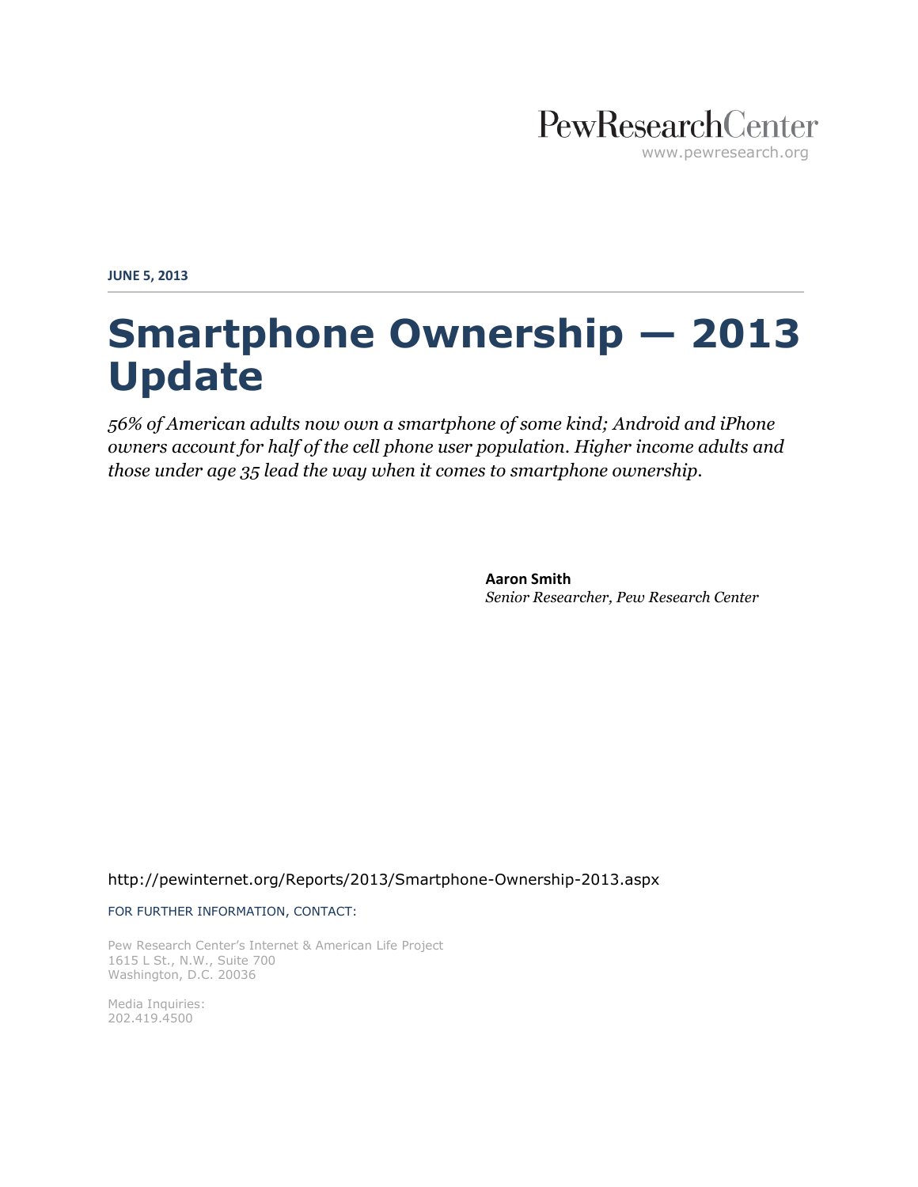PewResearchCenter

www.pewresearch.org

**JUNE 5, 2013**

# Smartphone Ownership — 2013 Update

*56% of American adults now own a smartphone of some kind; Android and iPhone owners account for half of the cell phone user population. Higher income adults and those under age 35 lead the way when it comes to smartphone ownership.*

**Aaron Smith**
*Senior Researcher, Pew Research Center*

http://pewinternet.org/Reports/2013/Smartphone-Ownership-2013.aspx

FOR FURTHER INFORMATION, CONTACT:

Pew Research Center's Internet & American Life Project
1615 L St., N.W., Suite 700
Washington, D.C. 20036

Media Inquiries:
202.419.4500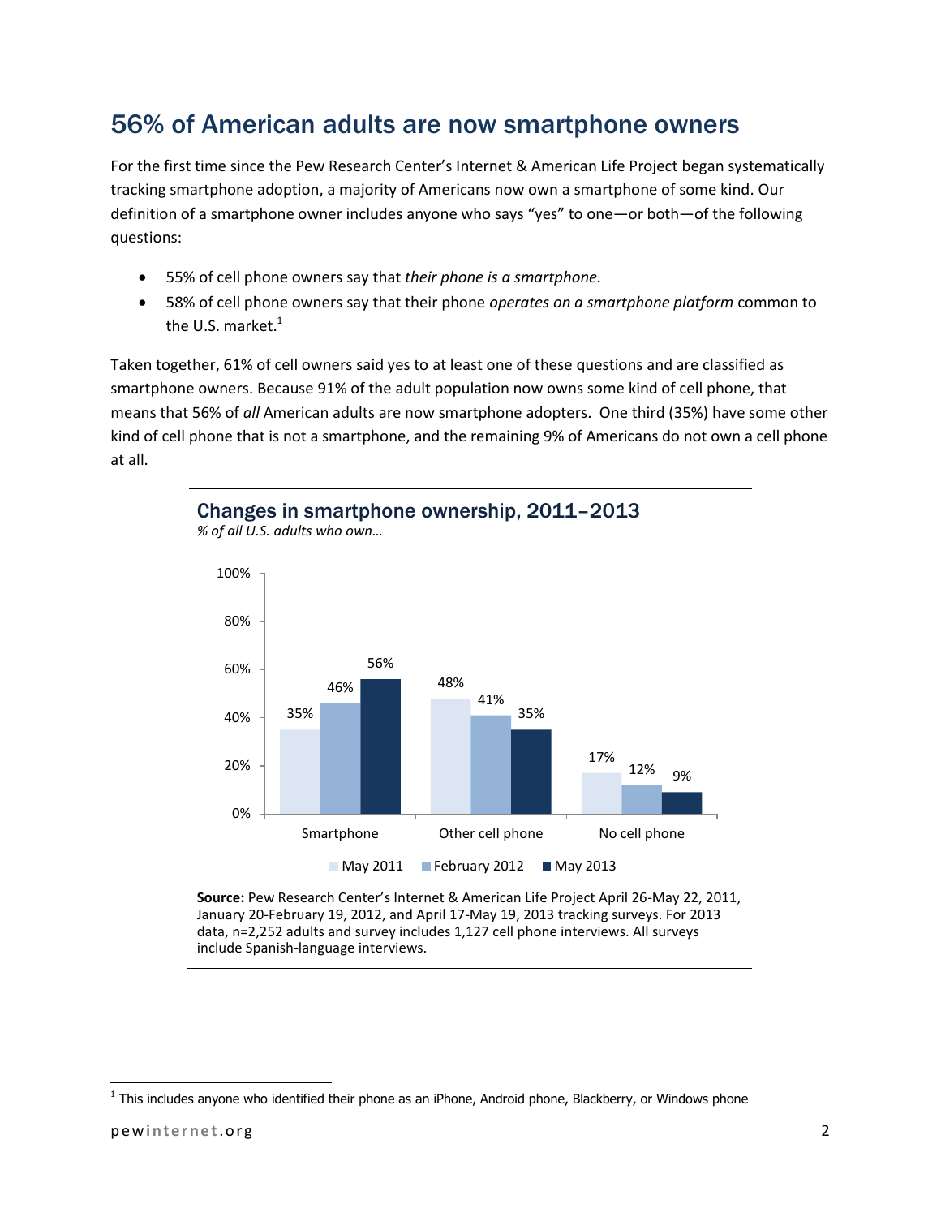# 56% of American adults are now smartphone owners

For the first time since the Pew Research Center's Internet & American Life Project began systematically tracking smartphone adoption, a majority of Americans now own a smartphone of some kind. Our definition of a smartphone owner includes anyone who says "yes" to one—or both—of the following questions:

- 55% of cell phone owners say that *their phone is a smartphone.*
- 58% of cell phone owners say that their phone *operates on a smartphone platform* common to the U.S. market.[1]

Taken together, 61% of cell owners said yes to at least one of these questions and are classified as smartphone owners. Because 91% of the adult population now owns some kind of cell phone, that means that 56% of *all* American adults are now smartphone adopters. One third (35%) have some other kind of cell phone that is not a smartphone, and the remaining 9% of Americans do not own a cell phone at all.

## Changes in smartphone ownership, 2011–2013

*% of all U.S. adults who own…*

| | May 2011 | February 2012 | May 2013 |
|---|---|---|---|
| Smartphone | 35% | 46% | 56% |
| Other cell phone | 48% | 41% | 35% |
| No cell phone | 17% | 12% | 9% |

**Source:** Pew Research Center's Internet & American Life Project April 26-May 22, 2011, January 20-February 19, 2012, and April 17-May 19, 2013 tracking surveys. For 2013 data, n=2,252 adults and survey includes 1,127 cell phone interviews. All surveys include Spanish-language interviews.

[1] This includes anyone who identified their phone as an iPhone, Android phone, Blackberry, or Windows phone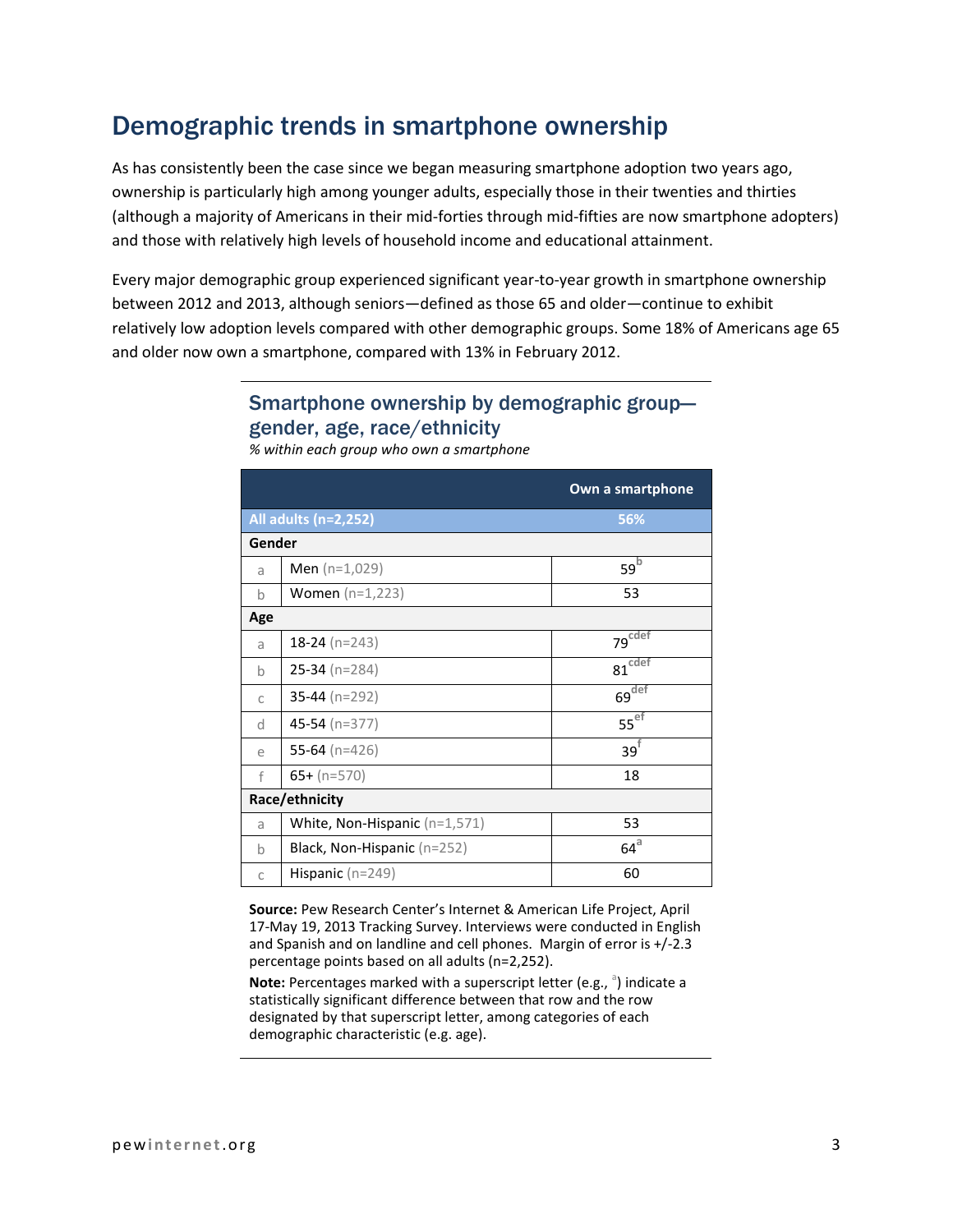## Demographic trends in smartphone ownership

As has consistently been the case since we began measuring smartphone adoption two years ago, ownership is particularly high among younger adults, especially those in their twenties and thirties (although a majority of Americans in their mid-forties through mid-fifties are now smartphone adopters) and those with relatively high levels of household income and educational attainment.

Every major demographic group experienced significant year-to-year growth in smartphone ownership between 2012 and 2013, although seniors—defined as those 65 and older—continue to exhibit relatively low adoption levels compared with other demographic groups. Some 18% of Americans age 65 and older now own a smartphone, compared with 13% in February 2012.

### Smartphone ownership by demographic group—gender, age, race/ethnicity

*% within each group who own a smartphone*

| | | Own a smartphone |
|---|---|---|
| **All adults (n=2,252)** | | **56%** |
| **Gender** | | |
| a | Men (n=1,029) | 59[b] |
| b | Women (n=1,223) | 53 |
| **Age** | | |
| a | 18-24 (n=243) | 79[cdef] |
| b | 25-34 (n=284) | 81[cdef] |
| c | 35-44 (n=292) | 69[def] |
| d | 45-54 (n=377) | 55[ef] |
| e | 55-64 (n=426) | 39[f] |
| f | 65+ (n=570) | 18 |
| **Race/ethnicity** | | |
| a | White, Non-Hispanic (n=1,571) | 53 |
| b | Black, Non-Hispanic (n=252) | 64[a] |
| c | Hispanic (n=249) | 60 |

**Source:** Pew Research Center's Internet & American Life Project, April 17-May 19, 2013 Tracking Survey. Interviews were conducted in English and Spanish and on landline and cell phones. Margin of error is +/-2.3 percentage points based on all adults (n=2,252).

**Note:** Percentages marked with a superscript letter (e.g., [a]) indicate a statistically significant difference between that row and the row designated by that superscript letter, among categories of each demographic characteristic (e.g. age).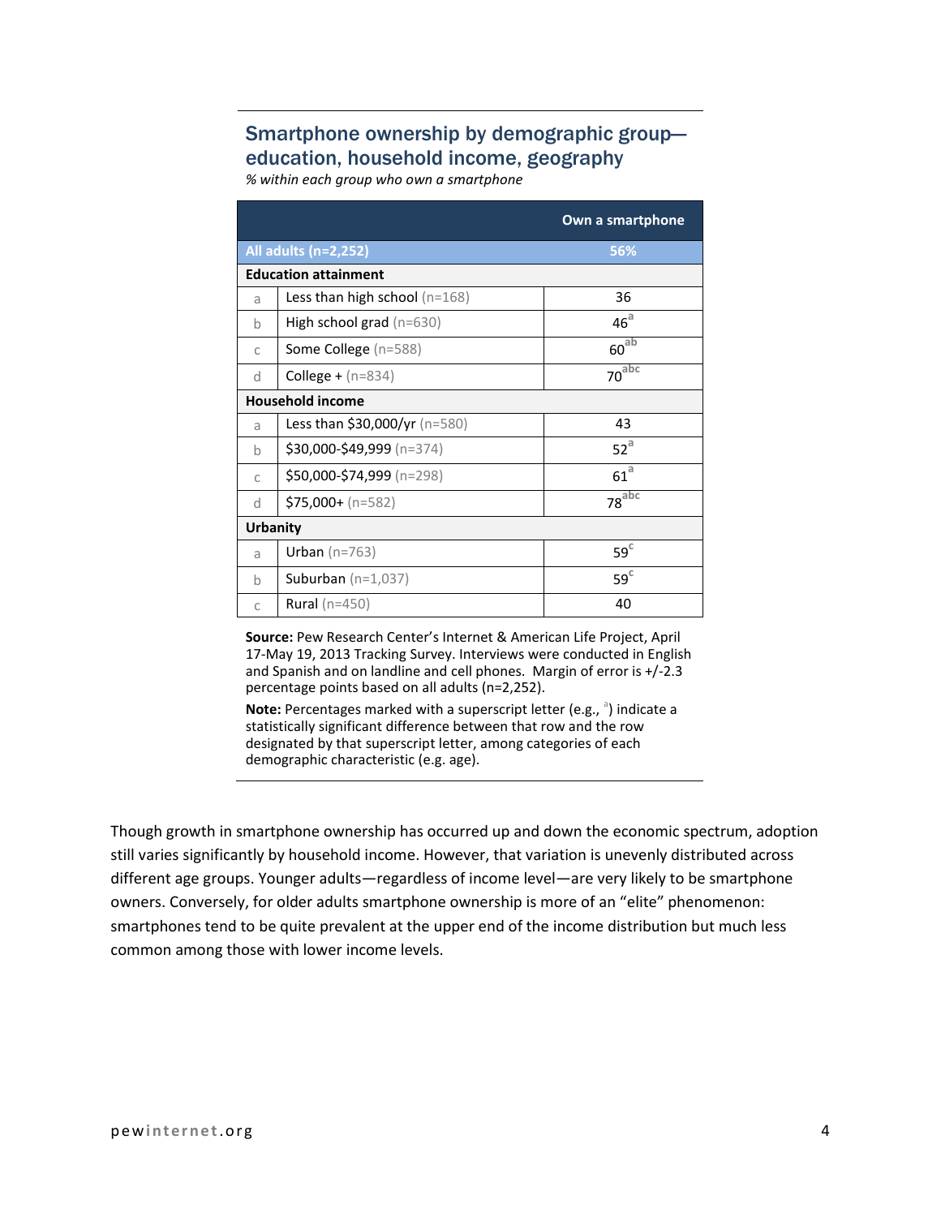## Smartphone ownership by demographic group—education, household income, geography

*% within each group who own a smartphone*

| | | Own a smartphone |
|---|---|---|
| **All adults (n=2,252)** | | **56%** |
| **Education attainment** | | |
| a | Less than high school (n=168) | 36 |
| b | High school grad (n=630) | 46[a] |
| c | Some College (n=588) | 60[ab] |
| d | College + (n=834) | 70[abc] |
| **Household income** | | |
| a | Less than $30,000/yr (n=580) | 43 |
| b | $30,000-$49,999 (n=374) | 52[a] |
| c | $50,000-$74,999 (n=298) | 61[a] |
| d | $75,000+ (n=582) | 78[abc] |
| **Urbanity** | | |
| a | Urban (n=763) | 59[c] |
| b | Suburban (n=1,037) | 59[c] |
| c | Rural (n=450) | 40 |

**Source:** Pew Research Center's Internet & American Life Project, April 17-May 19, 2013 Tracking Survey. Interviews were conducted in English and Spanish and on landline and cell phones. Margin of error is +/-2.3 percentage points based on all adults (n=2,252).

**Note:** Percentages marked with a superscript letter (e.g., [a]) indicate a statistically significant difference between that row and the row designated by that superscript letter, among categories of each demographic characteristic (e.g. age).

Though growth in smartphone ownership has occurred up and down the economic spectrum, adoption still varies significantly by household income. However, that variation is unevenly distributed across different age groups. Younger adults—regardless of income level—are very likely to be smartphone owners. Conversely, for older adults smartphone ownership is more of an "elite" phenomenon: smartphones tend to be quite prevalent at the upper end of the income distribution but much less common among those with lower income levels.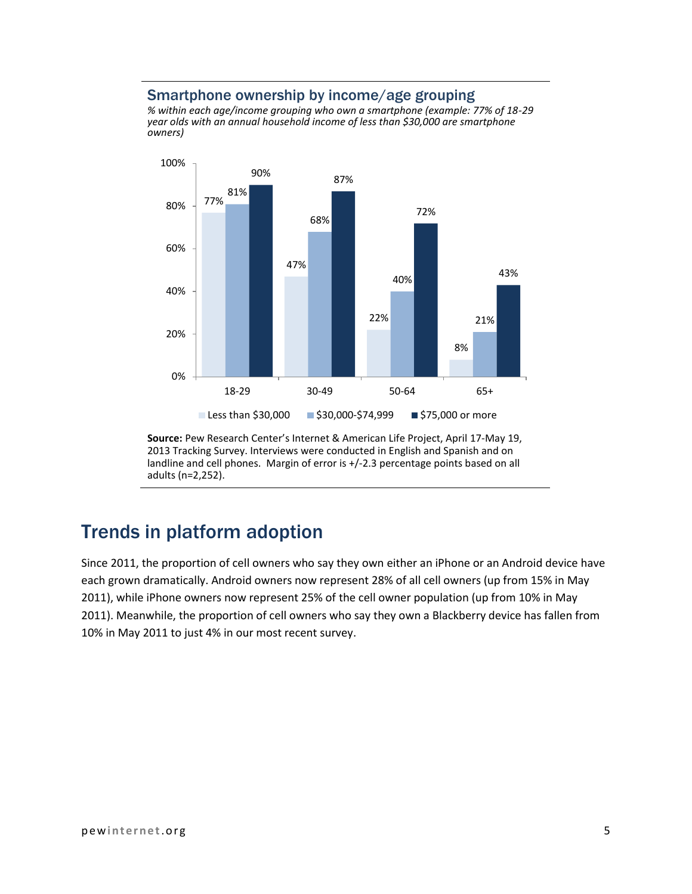### Smartphone ownership by income/age grouping

*% within each age/income grouping who own a smartphone (example: 77% of 18-29 year olds with an annual household income of less than $30,000 are smartphone owners)*

| Age | Less than $30,000 | $30,000-$74,999 | $75,000 or more |
|---|---|---|---|
| 18-29 | 77% | 81% | 90% |
| 30-49 | 47% | 68% | 87% |
| 50-64 | 22% | 40% | 72% |
| 65+ | 8% | 21% | 43% |

**Source:** Pew Research Center's Internet & American Life Project, April 17-May 19, 2013 Tracking Survey. Interviews were conducted in English and Spanish and on landline and cell phones. Margin of error is +/-2.3 percentage points based on all adults (n=2,252).

## Trends in platform adoption

Since 2011, the proportion of cell owners who say they own either an iPhone or an Android device have each grown dramatically. Android owners now represent 28% of all cell owners (up from 15% in May 2011), while iPhone owners now represent 25% of the cell owner population (up from 10% in May 2011). Meanwhile, the proportion of cell owners who say they own a Blackberry device has fallen from 10% in May 2011 to just 4% in our most recent survey.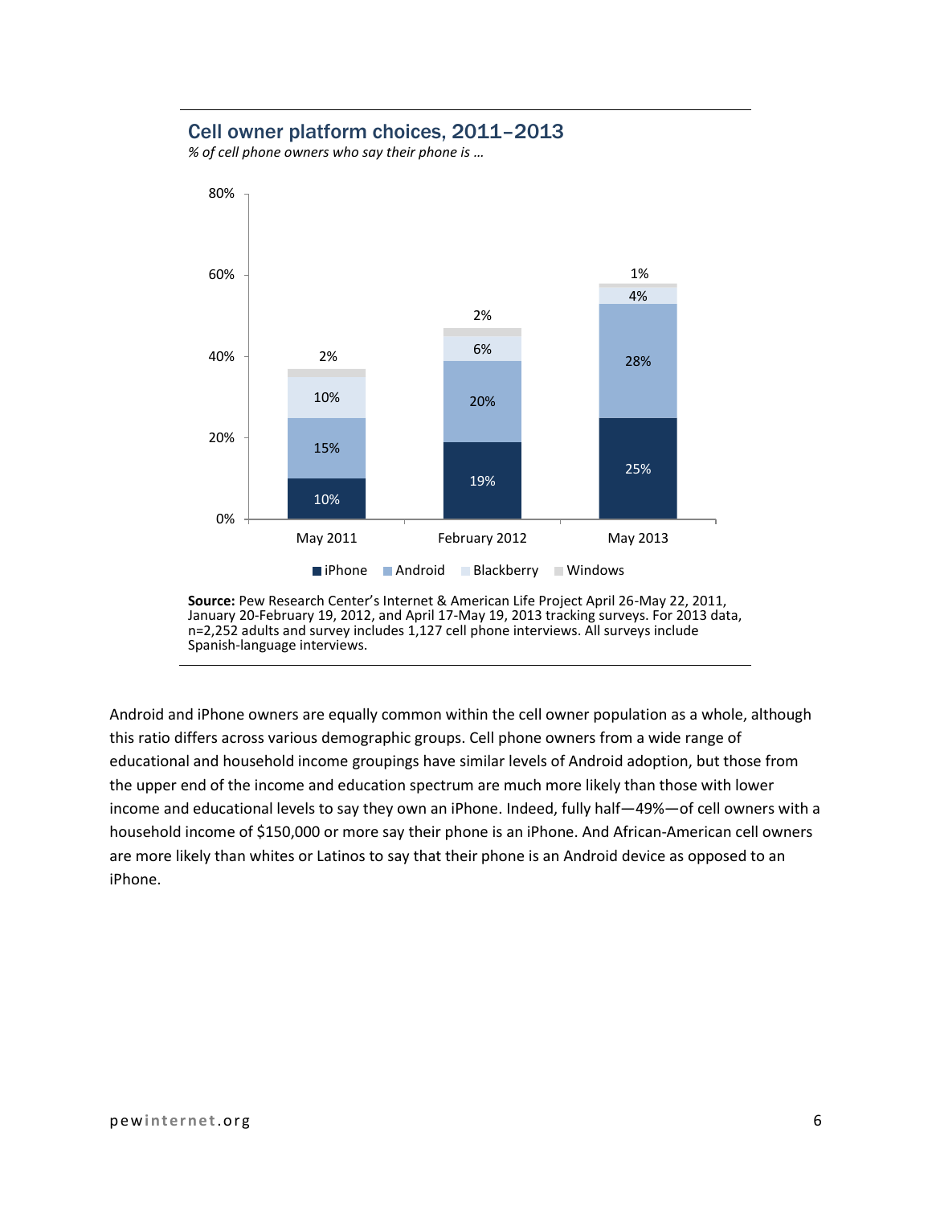## Cell owner platform choices, 2011–2013

*% of cell phone owners who say their phone is …*

| | iPhone | Android | Blackberry | Windows |
|---|---|---|---|---|
| May 2011 | 10% | 15% | 10% | 2% |
| February 2012 | 19% | 20% | 6% | 2% |
| May 2013 | 25% | 28% | 4% | 1% |

**Source:** Pew Research Center's Internet & American Life Project April 26-May 22, 2011, January 20-February 19, 2012, and April 17-May 19, 2013 tracking surveys. For 2013 data, n=2,252 adults and survey includes 1,127 cell phone interviews. All surveys include Spanish-language interviews.

Android and iPhone owners are equally common within the cell owner population as a whole, although this ratio differs across various demographic groups. Cell phone owners from a wide range of educational and household income groupings have similar levels of Android adoption, but those from the upper end of the income and education spectrum are much more likely than those with lower income and educational levels to say they own an iPhone. Indeed, fully half—49%—of cell owners with a household income of $150,000 or more say their phone is an iPhone. And African-American cell owners are more likely than whites or Latinos to say that their phone is an Android device as opposed to an iPhone.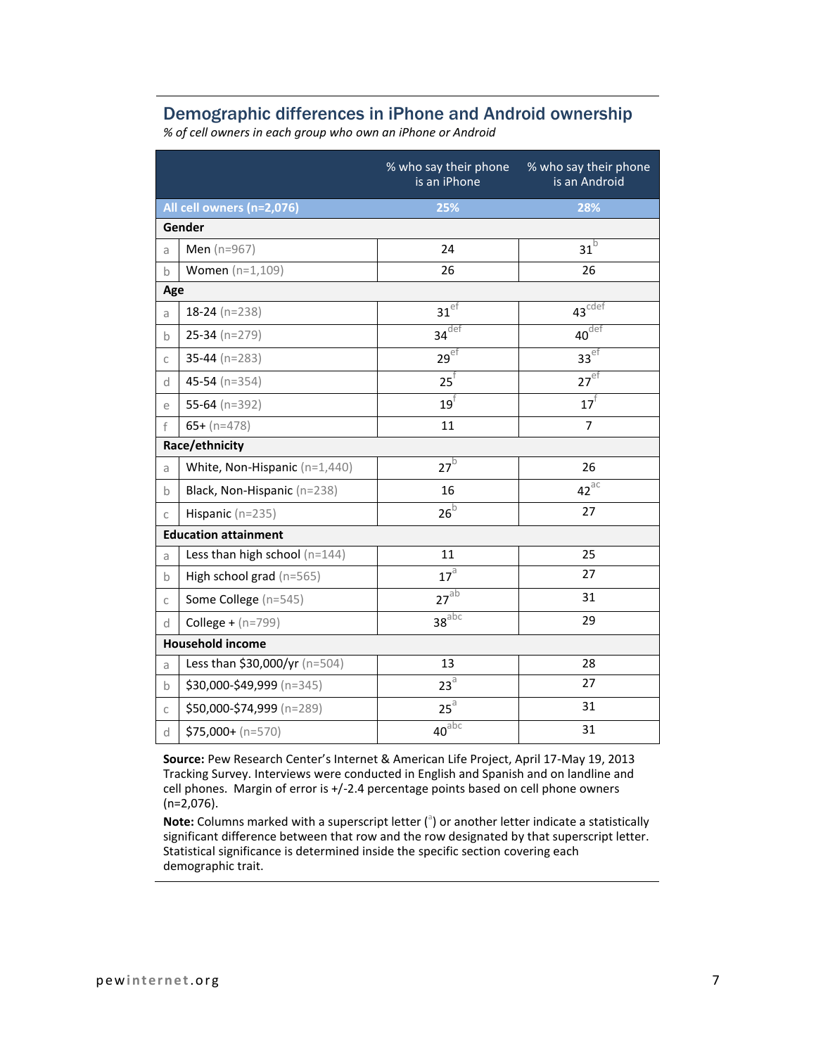## Demographic differences in iPhone and Android ownership

*% of cell owners in each group who own an iPhone or Android*

| | | % who say their phone is an iPhone | % who say their phone is an Android |
|---|---|---|---|
| **All cell owners (n=2,076)** | | **25%** | **28%** |
| **Gender** | | | |
| a | Men (n=967) | 24 | 31[b] |
| b | Women (n=1,109) | 26 | 26 |
| **Age** | | | |
| a | 18-24 (n=238) | 31[ef] | 43[cdef] |
| b | 25-34 (n=279) | 34[def] | 40[def] |
| c | 35-44 (n=283) | 29[ef] | 33[ef] |
| d | 45-54 (n=354) | 25[f] | 27[ef] |
| e | 55-64 (n=392) | 19[f] | 17[f] |
| f | 65+ (n=478) | 11 | 7 |
| **Race/ethnicity** | | | |
| a | White, Non-Hispanic (n=1,440) | 27[b] | 26 |
| b | Black, Non-Hispanic (n=238) | 16 | 42[ac] |
| c | Hispanic (n=235) | 26[b] | 27 |
| **Education attainment** | | | |
| a | Less than high school (n=144) | 11 | 25 |
| b | High school grad (n=565) | 17[a] | 27 |
| c | Some College (n=545) | 27[ab] | 31 |
| d | College + (n=799) | 38[abc] | 29 |
| **Household income** | | | |
| a | Less than $30,000/yr (n=504) | 13 | 28 |
| b | $30,000-$49,999 (n=345) | 23[a] | 27 |
| c | $50,000-$74,999 (n=289) | 25[a] | 31 |
| d | $75,000+ (n=570) | 40[abc] | 31 |

**Source:** Pew Research Center's Internet & American Life Project, April 17-May 19, 2013 Tracking Survey. Interviews were conducted in English and Spanish and on landline and cell phones. Margin of error is +/-2.4 percentage points based on cell phone owners (n=2,076).

**Note:** Columns marked with a superscript letter ([a]) or another letter indicate a statistically significant difference between that row and the row designated by that superscript letter. Statistical significance is determined inside the specific section covering each demographic trait.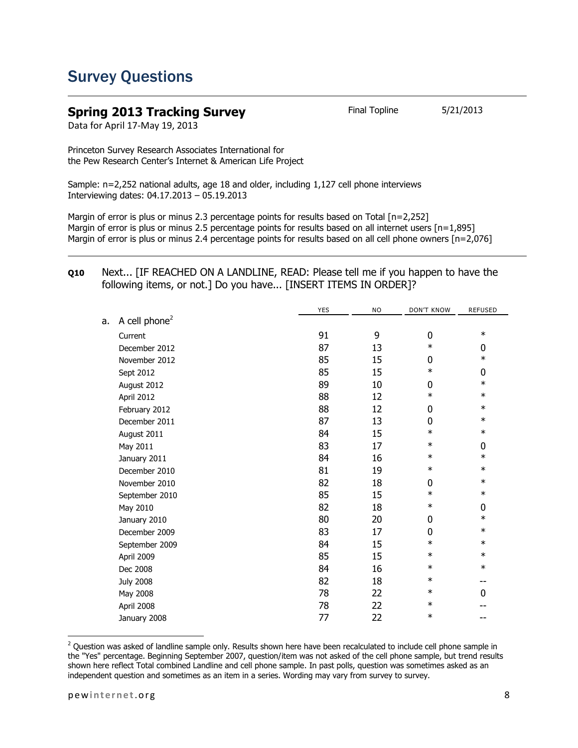# Survey Questions

## Spring 2013 Tracking Survey

Final Topline 5/21/2013

Data for April 17-May 19, 2013

Princeton Survey Research Associates International for
the Pew Research Center's Internet & American Life Project

Sample: n=2,252 national adults, age 18 and older, including 1,127 cell phone interviews
Interviewing dates: 04.17.2013 – 05.19.2013

Margin of error is plus or minus 2.3 percentage points for results based on Total [n=2,252]
Margin of error is plus or minus 2.5 percentage points for results based on all internet users [n=1,895]
Margin of error is plus or minus 2.4 percentage points for results based on all cell phone owners [n=2,076]

**Q10** Next... [IF REACHED ON A LANDLINE, READ: Please tell me if you happen to have the following items, or not.] Do you have... [INSERT ITEMS IN ORDER]?

| | YES | NO | DON'T KNOW | REFUSED |
|---|---|---|---|---|
| a. A cell phone[2] | | | | |
| Current | 91 | 9 | 0 | * |
| December 2012 | 87 | 13 | * | 0 |
| November 2012 | 85 | 15 | 0 | * |
| Sept 2012 | 85 | 15 | * | 0 |
| August 2012 | 89 | 10 | 0 | * |
| April 2012 | 88 | 12 | * | * |
| February 2012 | 88 | 12 | 0 | * |
| December 2011 | 87 | 13 | 0 | * |
| August 2011 | 84 | 15 | * | * |
| May 2011 | 83 | 17 | * | 0 |
| January 2011 | 84 | 16 | * | * |
| December 2010 | 81 | 19 | * | * |
| November 2010 | 82 | 18 | 0 | * |
| September 2010 | 85 | 15 | * | * |
| May 2010 | 82 | 18 | * | 0 |
| January 2010 | 80 | 20 | 0 | * |
| December 2009 | 83 | 17 | 0 | * |
| September 2009 | 84 | 15 | * | * |
| April 2009 | 85 | 15 | * | * |
| Dec 2008 | 84 | 16 | * | * |
| July 2008 | 82 | 18 | * | -- |
| May 2008 | 78 | 22 | * | 0 |
| April 2008 | 78 | 22 | * | -- |
| January 2008 | 77 | 22 | * | -- |

[2] Question was asked of landline sample only. Results shown here have been recalculated to include cell phone sample in the "Yes" percentage. Beginning September 2007, question/item was not asked of the cell phone sample, but trend results shown here reflect Total combined Landline and cell phone sample. In past polls, question was sometimes asked as an independent question and sometimes as an item in a series. Wording may vary from survey to survey.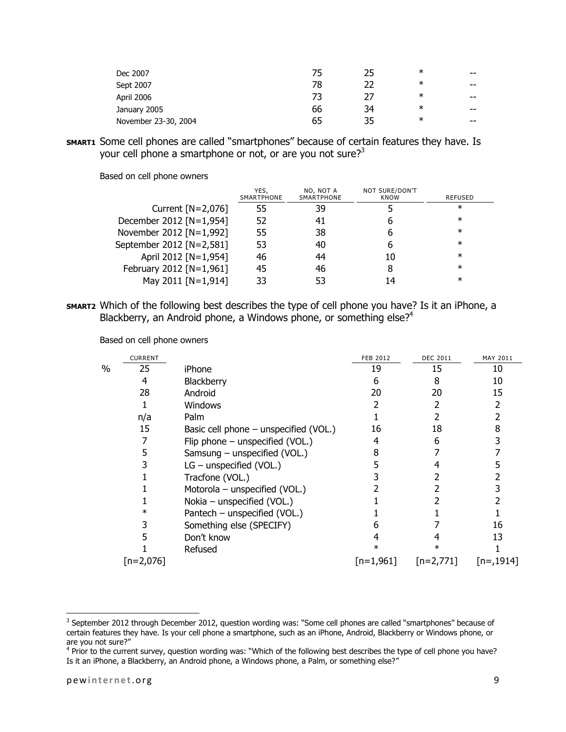| | | | | |
|---|---|---|---|---|
| Dec 2007 | 75 | 25 | * | -- |
| Sept 2007 | 78 | 22 | * | -- |
| April 2006 | 73 | 27 | * | -- |
| January 2005 | 66 | 34 | * | -- |
| November 23-30, 2004 | 65 | 35 | * | -- |

**SMART1** Some cell phones are called "smartphones" because of certain features they have. Is your cell phone a smartphone or not, or are you not sure?[3]

Based on cell phone owners

| | YES, SMARTPHONE | NO, NOT A SMARTPHONE | NOT SURE/DON'T KNOW | REFUSED |
|---|---|---|---|---|
| Current [N=2,076] | 55 | 39 | 5 | * |
| December 2012 [N=1,954] | 52 | 41 | 6 | * |
| November 2012 [N=1,992] | 55 | 38 | 6 | * |
| September 2012 [N=2,581] | 53 | 40 | 6 | * |
| April 2012 [N=1,954] | 46 | 44 | 10 | * |
| February 2012 [N=1,961] | 45 | 46 | 8 | * |
| May 2011 [N=1,914] | 33 | 53 | 14 | * |

**SMART2** Which of the following best describes the type of cell phone you have? Is it an iPhone, a Blackberry, an Android phone, a Windows phone, or something else?[4]

Based on cell phone owners

| | CURRENT | | FEB 2012 | DEC 2011 | MAY 2011 |
|---|---|---|---|---|---|
| % | 25 | iPhone | 19 | 15 | 10 |
| | 4 | Blackberry | 6 | 8 | 10 |
| | 28 | Android | 20 | 20 | 15 |
| | 1 | Windows | 2 | 2 | 2 |
| | n/a | Palm | 1 | 2 | 2 |
| | 15 | Basic cell phone – unspecified (VOL.) | 16 | 18 | 8 |
| | 7 | Flip phone – unspecified (VOL.) | 4 | 6 | 3 |
| | 5 | Samsung – unspecified (VOL.) | 8 | 7 | 7 |
| | 3 | LG – unspecified (VOL.) | 5 | 4 | 5 |
| | 1 | Tracfone (VOL.) | 3 | 2 | 2 |
| | 1 | Motorola – unspecified (VOL.) | 2 | 2 | 3 |
| | 1 | Nokia – unspecified (VOL.) | 1 | 2 | 2 |
| | * | Pantech – unspecified (VOL.) | 1 | 1 | 1 |
| | 3 | Something else (SPECIFY) | 6 | 7 | 16 |
| | 5 | Don't know | 4 | 4 | 13 |
| | 1 | Refused | * | * | 1 |
| | [n=2,076] | | [n=1,961] | [n=2,771] | [n=,1914] |

[3] September 2012 through December 2012, question wording was: "Some cell phones are called "smartphones" because of certain features they have. Is your cell phone a smartphone, such as an iPhone, Android, Blackberry or Windows phone, or are you not sure?"

[4] Prior to the current survey, question wording was: "Which of the following best describes the type of cell phone you have? Is it an iPhone, a Blackberry, an Android phone, a Windows phone, a Palm, or something else?"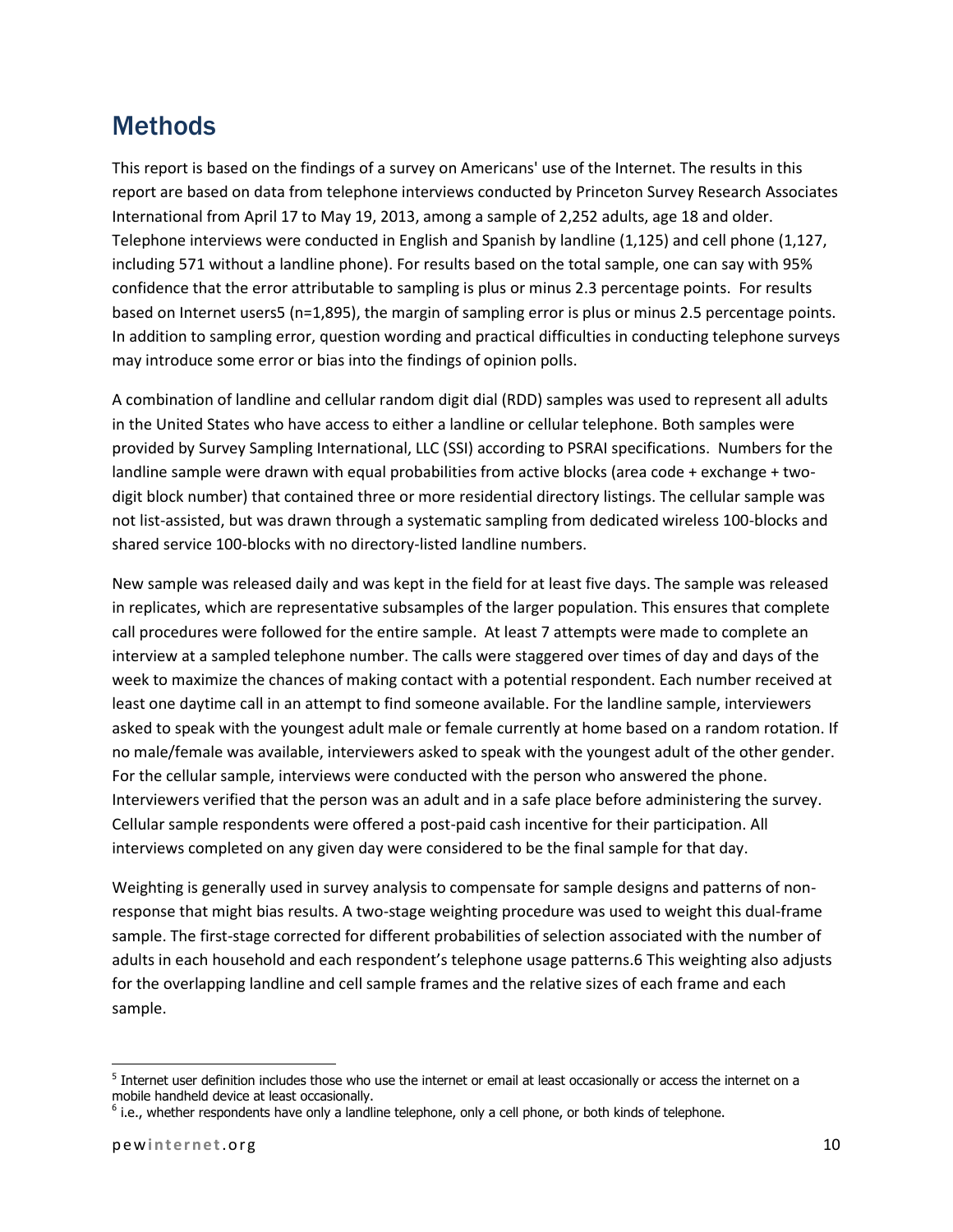# Methods

This report is based on the findings of a survey on Americans' use of the Internet. The results in this report are based on data from telephone interviews conducted by Princeton Survey Research Associates International from April 17 to May 19, 2013, among a sample of 2,252 adults, age 18 and older. Telephone interviews were conducted in English and Spanish by landline (1,125) and cell phone (1,127, including 571 without a landline phone). For results based on the total sample, one can say with 95% confidence that the error attributable to sampling is plus or minus 2.3 percentage points. For results based on Internet users[5] (n=1,895), the margin of sampling error is plus or minus 2.5 percentage points. In addition to sampling error, question wording and practical difficulties in conducting telephone surveys may introduce some error or bias into the findings of opinion polls.

A combination of landline and cellular random digit dial (RDD) samples was used to represent all adults in the United States who have access to either a landline or cellular telephone. Both samples were provided by Survey Sampling International, LLC (SSI) according to PSRAI specifications. Numbers for the landline sample were drawn with equal probabilities from active blocks (area code + exchange + two-digit block number) that contained three or more residential directory listings. The cellular sample was not list-assisted, but was drawn through a systematic sampling from dedicated wireless 100-blocks and shared service 100-blocks with no directory-listed landline numbers.

New sample was released daily and was kept in the field for at least five days. The sample was released in replicates, which are representative subsamples of the larger population. This ensures that complete call procedures were followed for the entire sample. At least 7 attempts were made to complete an interview at a sampled telephone number. The calls were staggered over times of day and days of the week to maximize the chances of making contact with a potential respondent. Each number received at least one daytime call in an attempt to find someone available. For the landline sample, interviewers asked to speak with the youngest adult male or female currently at home based on a random rotation. If no male/female was available, interviewers asked to speak with the youngest adult of the other gender. For the cellular sample, interviews were conducted with the person who answered the phone. Interviewers verified that the person was an adult and in a safe place before administering the survey. Cellular sample respondents were offered a post-paid cash incentive for their participation. All interviews completed on any given day were considered to be the final sample for that day.

Weighting is generally used in survey analysis to compensate for sample designs and patterns of non-response that might bias results. A two-stage weighting procedure was used to weight this dual-frame sample. The first-stage corrected for different probabilities of selection associated with the number of adults in each household and each respondent's telephone usage patterns.[6] This weighting also adjusts for the overlapping landline and cell sample frames and the relative sizes of each frame and each sample.

---

[5] Internet user definition includes those who use the internet or email at least occasionally or access the internet on a mobile handheld device at least occasionally.

[6] i.e., whether respondents have only a landline telephone, only a cell phone, or both kinds of telephone.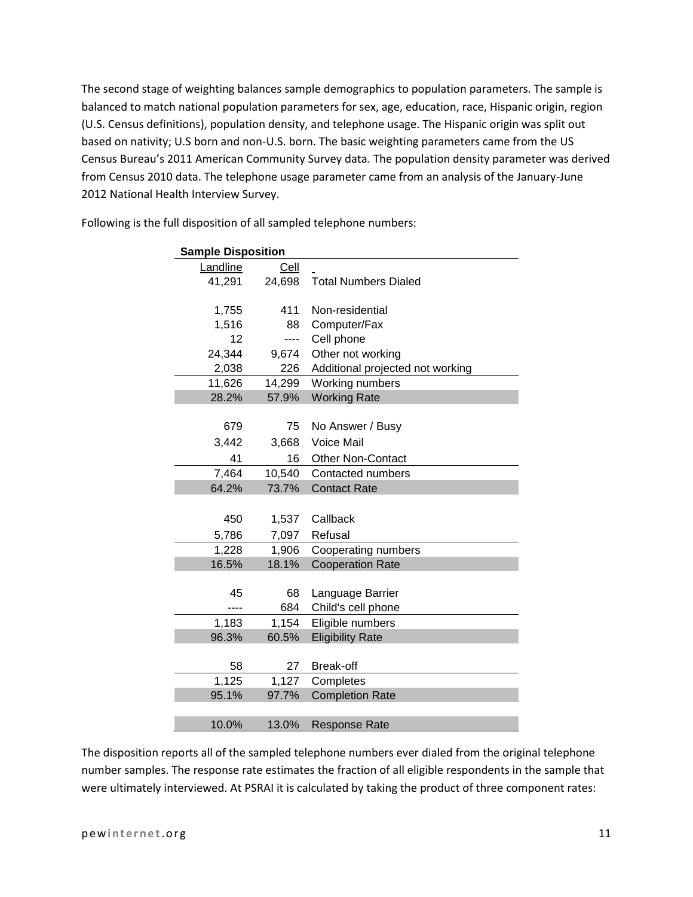The second stage of weighting balances sample demographics to population parameters. The sample is balanced to match national population parameters for sex, age, education, race, Hispanic origin, region (U.S. Census definitions), population density, and telephone usage. The Hispanic origin was split out based on nativity; U.S born and non-U.S. born. The basic weighting parameters came from the US Census Bureau's 2011 American Community Survey data. The population density parameter was derived from Census 2010 data. The telephone usage parameter came from an analysis of the January-June 2012 National Health Interview Survey.

Following is the full disposition of all sampled telephone numbers:

**Sample Disposition**

| Landline | Cell | |
|---|---|---|
| 41,291 | 24,698 | Total Numbers Dialed |
| | | |
| 1,755 | 411 | Non-residential |
| 1,516 | 88 | Computer/Fax |
| 12 | ---- | Cell phone |
| 24,344 | 9,674 | Other not working |
| 2,038 | 226 | Additional projected not working |
| 11,626 | 14,299 | Working numbers |
| 28.2% | 57.9% | Working Rate |
| | | |
| 679 | 75 | No Answer / Busy |
| 3,442 | 3,668 | Voice Mail |
| 41 | 16 | Other Non-Contact |
| 7,464 | 10,540 | Contacted numbers |
| 64.2% | 73.7% | Contact Rate |
| | | |
| 450 | 1,537 | Callback |
| 5,786 | 7,097 | Refusal |
| 1,228 | 1,906 | Cooperating numbers |
| 16.5% | 18.1% | Cooperation Rate |
| | | |
| 45 | 68 | Language Barrier |
| ---- | 684 | Child's cell phone |
| 1,183 | 1,154 | Eligible numbers |
| 96.3% | 60.5% | Eligibility Rate |
| | | |
| 58 | 27 | Break-off |
| 1,125 | 1,127 | Completes |
| 95.1% | 97.7% | Completion Rate |
| | | |
| 10.0% | 13.0% | Response Rate |

The disposition reports all of the sampled telephone numbers ever dialed from the original telephone number samples. The response rate estimates the fraction of all eligible respondents in the sample that were ultimately interviewed. At PSRAI it is calculated by taking the product of three component rates: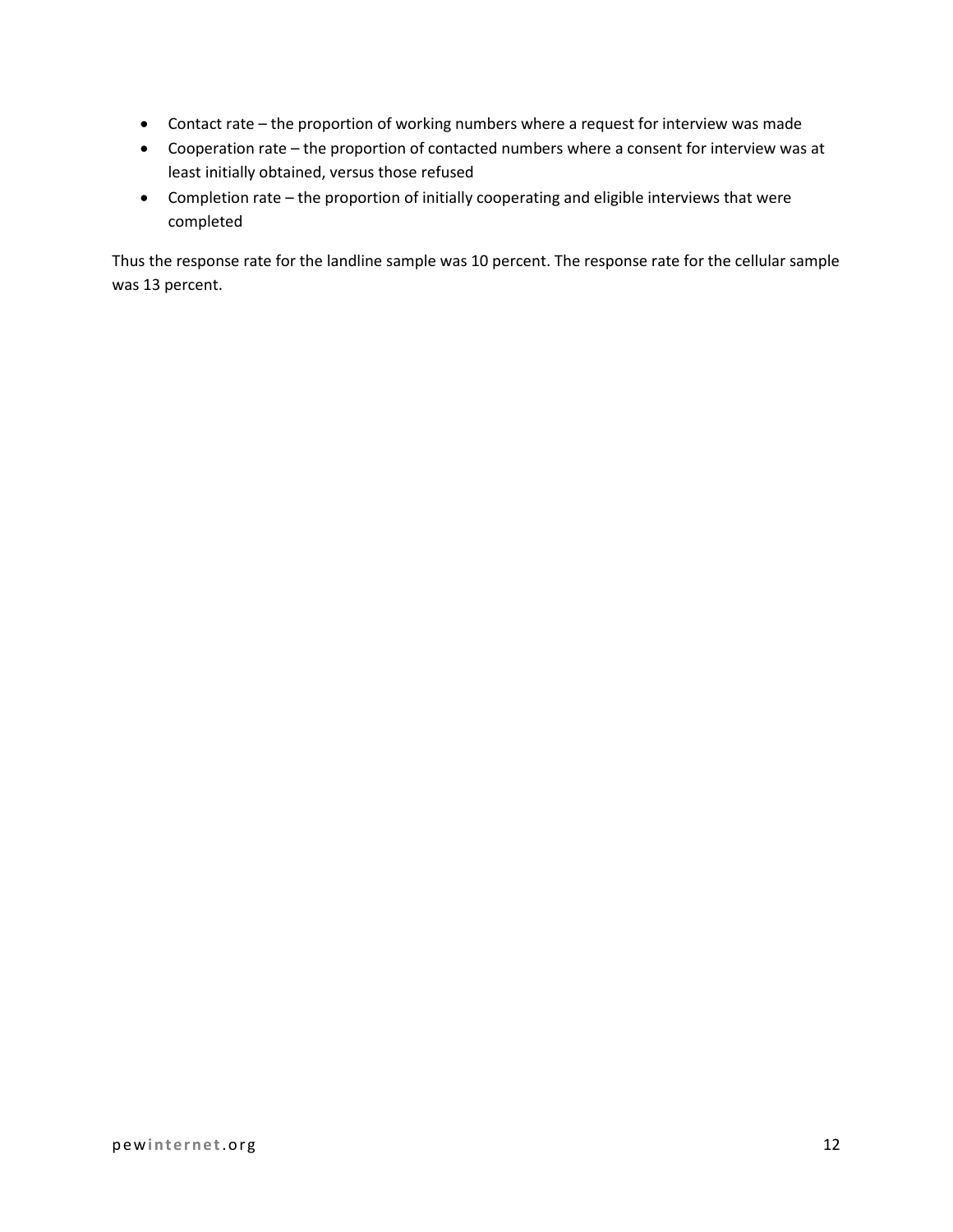- Contact rate – the proportion of working numbers where a request for interview was made
- Cooperation rate – the proportion of contacted numbers where a consent for interview was at least initially obtained, versus those refused
- Completion rate – the proportion of initially cooperating and eligible interviews that were completed

Thus the response rate for the landline sample was 10 percent. The response rate for the cellular sample was 13 percent.